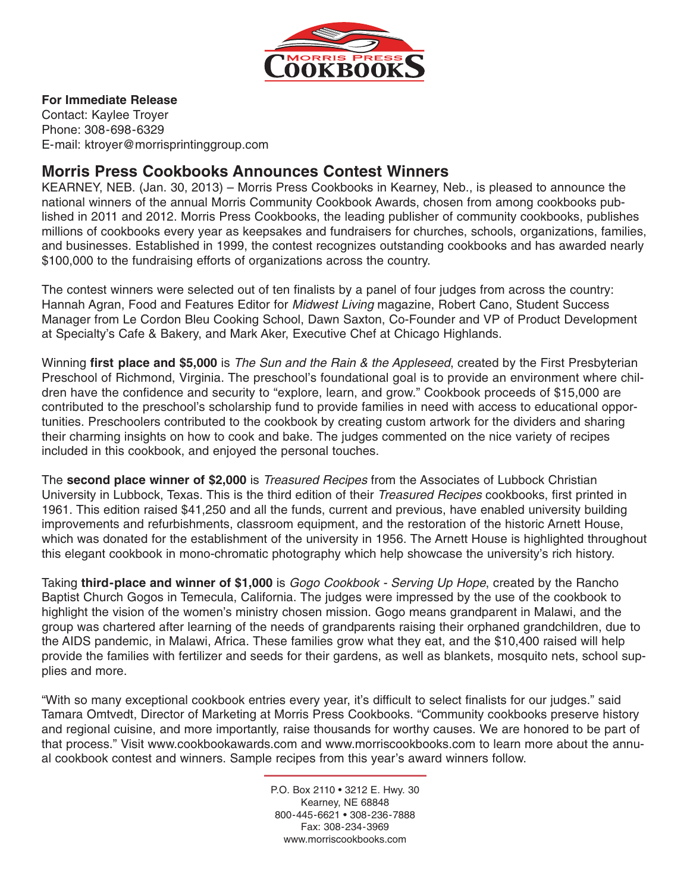**For Immediate Release**
Contact: Kaylee Troyer
Phone: 308-698-6329
E-mail: ktroyer@morrisprintinggroup.com

## Morris Press Cookbooks Announces Contest Winners

KEARNEY, NEB. (Jan. 30, 2013) – Morris Press Cookbooks in Kearney, Neb., is pleased to announce the national winners of the annual Morris Community Cookbook Awards, chosen from among cookbooks published in 2011 and 2012. Morris Press Cookbooks, the leading publisher of community cookbooks, publishes millions of cookbooks every year as keepsakes and fundraisers for churches, schools, organizations, families, and businesses. Established in 1999, the contest recognizes outstanding cookbooks and has awarded nearly $100,000 to the fundraising efforts of organizations across the country.

The contest winners were selected out of ten finalists by a panel of four judges from across the country: Hannah Agran, Food and Features Editor for *Midwest Living* magazine, Robert Cano, Student Success Manager from Le Cordon Bleu Cooking School, Dawn Saxton, Co-Founder and VP of Product Development at Specialty's Cafe & Bakery, and Mark Aker, Executive Chef at Chicago Highlands.

Winning **first place and $5,000** is *The Sun and the Rain & the Appleseed*, created by the First Presbyterian Preschool of Richmond, Virginia. The preschool's foundational goal is to provide an environment where children have the confidence and security to "explore, learn, and grow." Cookbook proceeds of $15,000 are contributed to the preschool's scholarship fund to provide families in need with access to educational opportunities. Preschoolers contributed to the cookbook by creating custom artwork for the dividers and sharing their charming insights on how to cook and bake. The judges commented on the nice variety of recipes included in this cookbook, and enjoyed the personal touches.

The **second place winner of $2,000** is *Treasured Recipes* from the Associates of Lubbock Christian University in Lubbock, Texas. This is the third edition of their *Treasured Recipes* cookbooks, first printed in 1961. This edition raised $41,250 and all the funds, current and previous, have enabled university building improvements and refurbishments, classroom equipment, and the restoration of the historic Arnett House, which was donated for the establishment of the university in 1956. The Arnett House is highlighted throughout this elegant cookbook in mono-chromatic photography which help showcase the university's rich history.

Taking **third-place and winner of $1,000** is *Gogo Cookbook - Serving Up Hope*, created by the Rancho Baptist Church Gogos in Temecula, California. The judges were impressed by the use of the cookbook to highlight the vision of the women's ministry chosen mission. Gogo means grandparent in Malawi, and the group was chartered after learning of the needs of grandparents raising their orphaned grandchildren, due to the AIDS pandemic, in Malawi, Africa. These families grow what they eat, and the $10,400 raised will help provide the families with fertilizer and seeds for their gardens, as well as blankets, mosquito nets, school supplies and more.

"With so many exceptional cookbook entries every year, it's difficult to select finalists for our judges." said Tamara Omtvedt, Director of Marketing at Morris Press Cookbooks. "Community cookbooks preserve history and regional cuisine, and more importantly, raise thousands for worthy causes. We are honored to be part of that process." Visit www.cookbookawards.com and www.morriscookbooks.com to learn more about the annual cookbook contest and winners. Sample recipes from this year's award winners follow.

P.O. Box 2110 • 3212 E. Hwy. 30
Kearney, NE 68848
800-445-6621 • 308-236-7888
Fax: 308-234-3969
www.morriscookbooks.com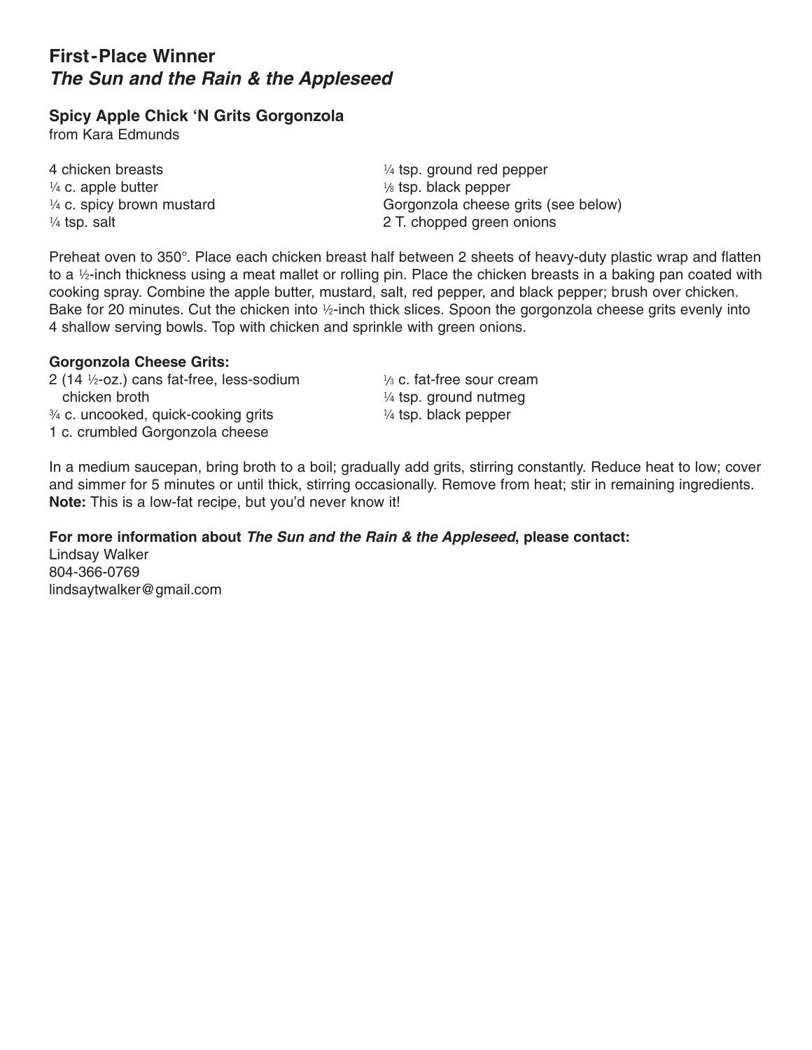## First-Place Winner
## *The Sun and the Rain & the Appleseed*

### Spicy Apple Chick ‘N Grits Gorgonzola

from Kara Edmunds

4 chicken breasts
¼ c. apple butter
¼ c. spicy brown mustard
¼ tsp. salt
¼ tsp. ground red pepper
⅛ tsp. black pepper
Gorgonzola cheese grits (see below)
2 T. chopped green onions

Preheat oven to 350°. Place each chicken breast half between 2 sheets of heavy-duty plastic wrap and flatten to a ½-inch thickness using a meat mallet or rolling pin. Place the chicken breasts in a baking pan coated with cooking spray. Combine the apple butter, mustard, salt, red pepper, and black pepper; brush over chicken. Bake for 20 minutes. Cut the chicken into ½-inch thick slices. Spoon the gorgonzola cheese grits evenly into 4 shallow serving bowls. Top with chicken and sprinkle with green onions.

**Gorgonzola Cheese Grits:**

2 (14 ½-oz.) cans fat-free, less-sodium chicken broth
¾ c. uncooked, quick-cooking grits
1 c. crumbled Gorgonzola cheese
⅓ c. fat-free sour cream
¼ tsp. ground nutmeg
¼ tsp. black pepper

In a medium saucepan, bring broth to a boil; gradually add grits, stirring constantly. Reduce heat to low; cover and simmer for 5 minutes or until thick, stirring occasionally. Remove from heat; stir in remaining ingredients.
**Note:** This is a low-fat recipe, but you’d never know it!

**For more information about *The Sun and the Rain & the Appleseed*, please contact:**
Lindsay Walker
804-366-0769
lindsaytwalker@gmail.com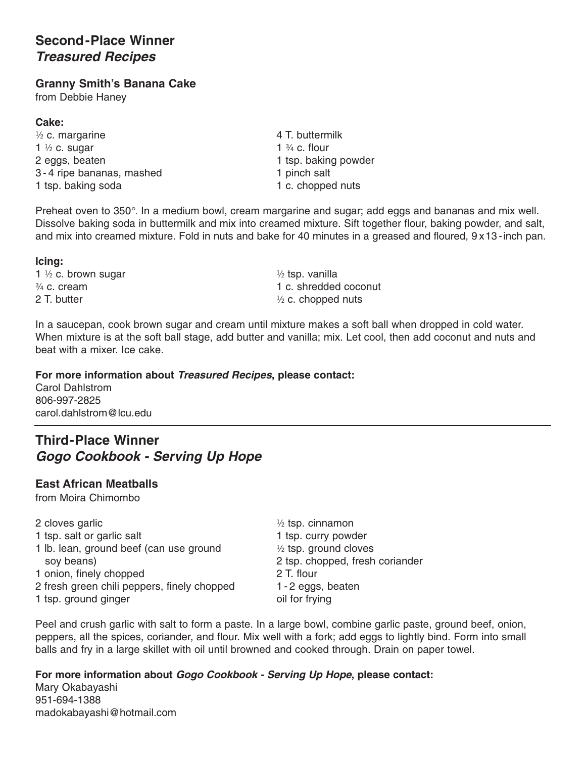## Second-Place Winner
### *Treasured Recipes*

**Granny Smith's Banana Cake**
from Debbie Haney

**Cake:**

½ c. margarine
1 ½ c. sugar
2 eggs, beaten
3 - 4 ripe bananas, mashed
1 tsp. baking soda
4 T. buttermilk
1 ¾ c. flour
1 tsp. baking powder
1 pinch salt
1 c. chopped nuts

Preheat oven to 350°. In a medium bowl, cream margarine and sugar; add eggs and bananas and mix well. Dissolve baking soda in buttermilk and mix into creamed mixture. Sift together flour, baking powder, and salt, and mix into creamed mixture. Fold in nuts and bake for 40 minutes in a greased and floured, 9 x 13 - inch pan.

**Icing:**

1 ½ c. brown sugar
¾ c. cream
2 T. butter
½ tsp. vanilla
1 c. shredded coconut
½ c. chopped nuts

In a saucepan, cook brown sugar and cream until mixture makes a soft ball when dropped in cold water. When mixture is at the soft ball stage, add butter and vanilla; mix. Let cool, then add coconut and nuts and beat with a mixer. Ice cake.

**For more information about *Treasured Recipes*, please contact:**
Carol Dahlstrom
806-997-2825
carol.dahlstrom@lcu.edu

---

## Third-Place Winner
### *Gogo Cookbook - Serving Up Hope*

**East African Meatballs**
from Moira Chimombo

2 cloves garlic
1 tsp. salt or garlic salt
1 lb. lean, ground beef (can use ground soy beans)
1 onion, finely chopped
2 fresh green chili peppers, finely chopped
1 tsp. ground ginger
½ tsp. cinnamon
1 tsp. curry powder
½ tsp. ground cloves
2 tsp. chopped, fresh coriander
2 T. flour
1 - 2 eggs, beaten
oil for frying

Peel and crush garlic with salt to form a paste. In a large bowl, combine garlic paste, ground beef, onion, peppers, all the spices, coriander, and flour. Mix well with a fork; add eggs to lightly bind. Form into small balls and fry in a large skillet with oil until browned and cooked through. Drain on paper towel.

**For more information about *Gogo Cookbook - Serving Up Hope*, please contact:**
Mary Okabayashi
951-694-1388
madokabayashi@hotmail.com